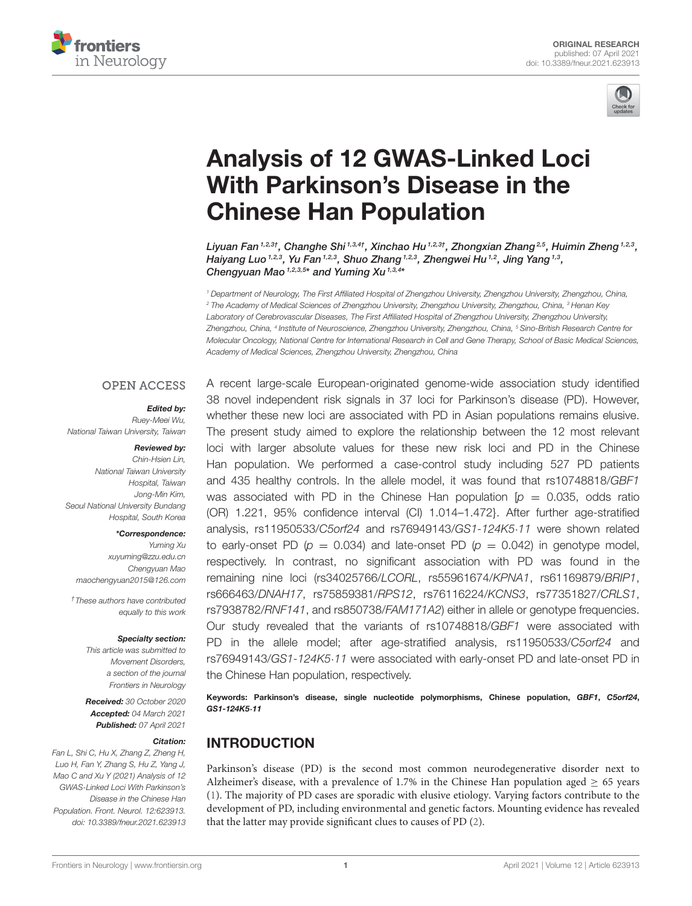ORIGINAL RESEARCH
published: 07 April 2021
doi: 10.3389/fneur.2021.623913

# Analysis of 12 GWAS-Linked Loci With Parkinson's Disease in the Chinese Han Population

Liyuan Fan[1,2,3†], Changhe Shi[1,3,4†], Xinchao Hu[1,2,3†], Zhongxian Zhang[2,5], Huimin Zheng[1,2,3], Haiyang Luo[1,2,3], Yu Fan[1,2,3], Shuo Zhang[1,2,3], Zhengwei Hu[1,2], Jing Yang[1,3], Chengyuan Mao[1,2,3,5*] and Yuming Xu[1,3,4*]

[1] Department of Neurology, The First Affiliated Hospital of Zhengzhou University, Zhengzhou University, Zhengzhou, China, [2] The Academy of Medical Sciences of Zhengzhou University, Zhengzhou University, Zhengzhou, China, [3] Henan Key Laboratory of Cerebrovascular Diseases, The First Affiliated Hospital of Zhengzhou University, Zhengzhou University, Zhengzhou, China, [4] Institute of Neuroscience, Zhengzhou University, Zhengzhou, China, [5] Sino-British Research Centre for Molecular Oncology, National Centre for International Research in Cell and Gene Therapy, School of Basic Medical Sciences, Academy of Medical Sciences, Zhengzhou University, Zhengzhou, China

OPEN ACCESS

*Edited by:*
Ruey-Meei Wu,
National Taiwan University, Taiwan

*Reviewed by:*
Chin-Hsien Lin,
National Taiwan University Hospital, Taiwan
Jong-Min Kim,
Seoul National University Bundang Hospital, South Korea

***Correspondence:**
Yuming Xu
xuyuming@zzu.edu.cn
Chengyuan Mao
maochengyuan2015@126.com

†These authors have contributed equally to this work

**Specialty section:**
This article was submitted to Movement Disorders, a section of the journal Frontiers in Neurology

**Received:** 30 October 2020
**Accepted:** 04 March 2021
**Published:** 07 April 2021

**Citation:**
Fan L, Shi C, Hu X, Zhang Z, Zheng H, Luo H, Fan Y, Zhang S, Hu Z, Yang J, Mao C and Xu Y (2021) Analysis of 12 GWAS-Linked Loci With Parkinson's Disease in the Chinese Han Population. Front. Neurol. 12:623913. doi: 10.3389/fneur.2021.623913

A recent large-scale European-originated genome-wide association study identified 38 novel independent risk signals in 37 loci for Parkinson's disease (PD). However, whether these new loci are associated with PD in Asian populations remains elusive. The present study aimed to explore the relationship between the 12 most relevant loci with larger absolute values for these new risk loci and PD in the Chinese Han population. We performed a case-control study including 527 PD patients and 435 healthy controls. In the allele model, it was found that rs10748818/*GBF1* was associated with PD in the Chinese Han population [$p = 0.035$, odds ratio (OR) 1.221, 95% confidence interval (CI) 1.014–1.472}. After further age-stratified analysis, rs11950533/*C5orf24* and rs76949143/*GS1-124K5·11* were shown related to early-onset PD ($p = 0.034$) and late-onset PD ($p = 0.042$) in genotype model, respectively. In contrast, no significant association with PD was found in the remaining nine loci (rs34025766/*LCORL*, rs55961674/*KPNA1*, rs61169879/*BRIP1*, rs666463/*DNAH17*, rs75859381/*RPS12*, rs76116224/*KCNS3*, rs77351827/*CRLS1*, rs7938782/*RNF141*, and rs850738/*FAM171A2*) either in allele or genotype frequencies. Our study revealed that the variants of rs10748818/*GBF1* were associated with PD in the allele model; after age-stratified analysis, rs11950533/*C5orf24* and rs76949143/*GS1-124K5·11* were associated with early-onset PD and late-onset PD in the Chinese Han population, respectively.

**Keywords: Parkinson's disease, single nucleotide polymorphisms, Chinese population, *GBF1*, *C5orf24*, *GS1-124K5·11***

## INTRODUCTION

Parkinson's disease (PD) is the second most common neurodegenerative disorder next to Alzheimer's disease, with a prevalence of 1.7% in the Chinese Han population aged ≥ 65 years (1). The majority of PD cases are sporadic with elusive etiology. Varying factors contribute to the development of PD, including environmental and genetic factors. Mounting evidence has revealed that the latter may provide significant clues to causes of PD (2).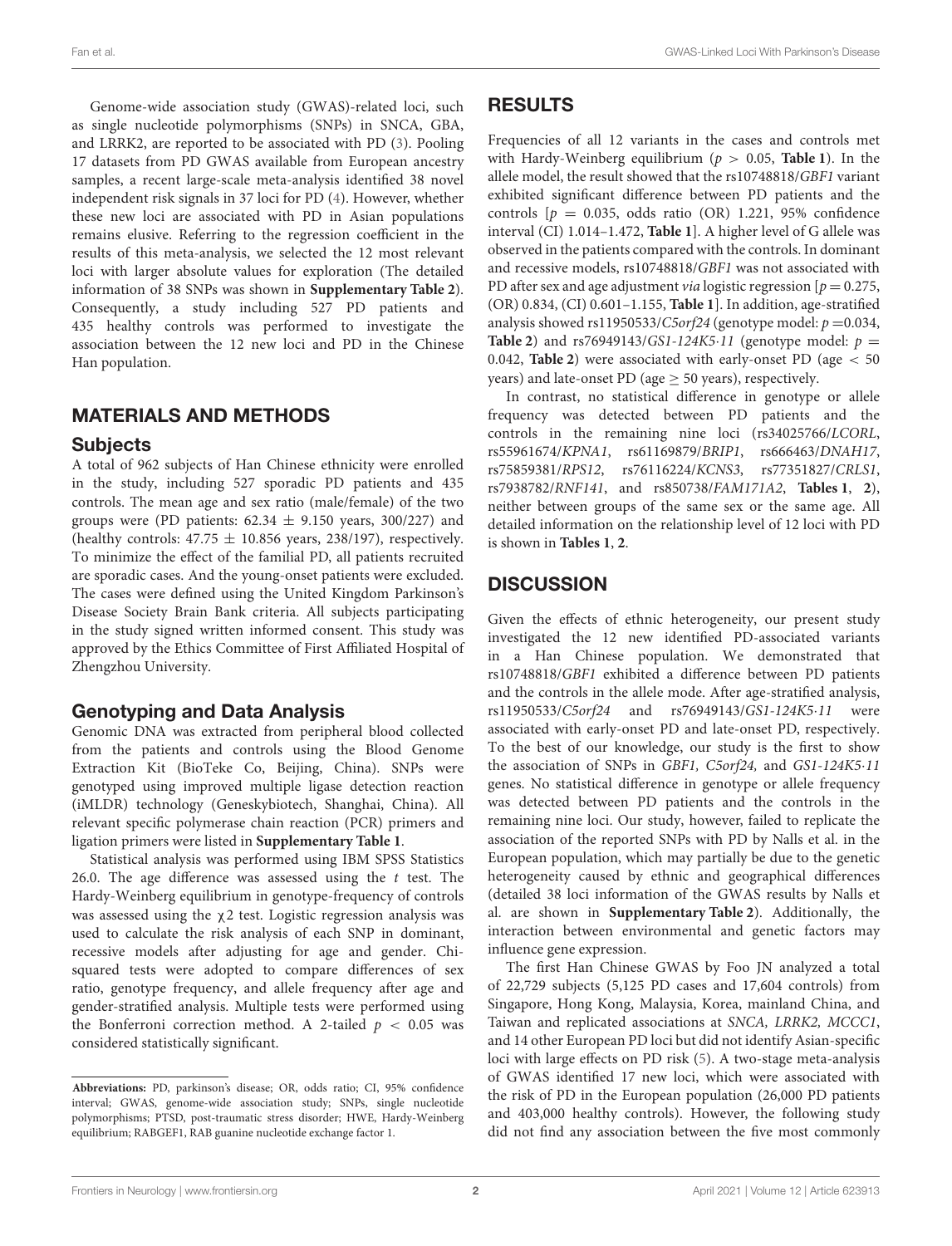Genome-wide association study (GWAS)-related loci, such as single nucleotide polymorphisms (SNPs) in SNCA, GBA, and LRRK2, are reported to be associated with PD (3). Pooling 17 datasets from PD GWAS available from European ancestry samples, a recent large-scale meta-analysis identified 38 novel independent risk signals in 37 loci for PD (4). However, whether these new loci are associated with PD in Asian populations remains elusive. Referring to the regression coefficient in the results of this meta-analysis, we selected the 12 most relevant loci with larger absolute values for exploration (The detailed information of 38 SNPs was shown in **Supplementary Table 2**). Consequently, a study including 527 PD patients and 435 healthy controls was performed to investigate the association between the 12 new loci and PD in the Chinese Han population.

## MATERIALS AND METHODS

### Subjects

A total of 962 subjects of Han Chinese ethnicity were enrolled in the study, including 527 sporadic PD patients and 435 controls. The mean age and sex ratio (male/female) of the two groups were (PD patients: $62.34 \pm 9.150$ years, 300/227) and (healthy controls: $47.75 \pm 10.856$ years, 238/197), respectively. To minimize the effect of the familial PD, all patients recruited are sporadic cases. And the young-onset patients were excluded. The cases were defined using the United Kingdom Parkinson's Disease Society Brain Bank criteria. All subjects participating in the study signed written informed consent. This study was approved by the Ethics Committee of First Affiliated Hospital of Zhengzhou University.

### Genotyping and Data Analysis

Genomic DNA was extracted from peripheral blood collected from the patients and controls using the Blood Genome Extraction Kit (BioTeke Co, Beijing, China). SNPs were genotyped using improved multiple ligase detection reaction (iMLDR) technology (Geneskybiotech, Shanghai, China). All relevant specific polymerase chain reaction (PCR) primers and ligation primers were listed in **Supplementary Table 1**.

Statistical analysis was performed using IBM SPSS Statistics 26.0. The age difference was assessed using the *t* test. The Hardy-Weinberg equilibrium in genotype-frequency of controls was assessed using the $\chi 2$ test. Logistic regression analysis was used to calculate the risk analysis of each SNP in dominant, recessive models after adjusting for age and gender. Chi-squared tests were adopted to compare differences of sex ratio, genotype frequency, and allele frequency after age and gender-stratified analysis. Multiple tests were performed using the Bonferroni correction method. A 2-tailed $p < 0.05$ was considered statistically significant.

**Abbreviations:** PD, parkinson's disease; OR, odds ratio; CI, 95% confidence interval; GWAS, genome-wide association study; SNPs, single nucleotide polymorphisms; PTSD, post-traumatic stress disorder; HWE, Hardy-Weinberg equilibrium; RABGEF1, RAB guanine nucleotide exchange factor 1.

## RESULTS

Frequencies of all 12 variants in the cases and controls met with Hardy-Weinberg equilibrium ($p > 0.05$, **Table 1**). In the allele model, the result showed that the rs10748818/*GBF1* variant exhibited significant difference between PD patients and the controls [$p = 0.035$, odds ratio (OR) 1.221, 95% confidence interval (CI) 1.014–1.472, **Table 1**]. A higher level of G allele was observed in the patients compared with the controls. In dominant and recessive models, rs10748818/*GBF1* was not associated with PD after sex and age adjustment *via* logistic regression [$p = 0.275$, (OR) 0.834, (CI) 0.601–1.155, **Table 1**]. In addition, age-stratified analysis showed rs11950533/*C5orf24* (genotype model: $p = 0.034$, **Table 2**) and rs76949143/*GS1-124K5·11* (genotype model: $p = 0.042$, **Table 2**) were associated with early-onset PD (age $< 50$ years) and late-onset PD (age $\geq 50$ years), respectively.

In contrast, no statistical difference in genotype or allele frequency was detected between PD patients and the controls in the remaining nine loci (rs34025766/*LCORL*, rs55961674/*KPNA1*, rs61169879/*BRIP1*, rs666463/*DNAH17*, rs75859381/*RPS12*, rs76116224/*KCNS3*, rs77351827/*CRLS1*, rs7938782/*RNF141*, and rs850738/*FAM171A2*, **Tables 1**, **2**), neither between groups of the same sex or the same age. All detailed information on the relationship level of 12 loci with PD is shown in **Tables 1**, **2**.

## DISCUSSION

Given the effects of ethnic heterogeneity, our present study investigated the 12 new identified PD-associated variants in a Han Chinese population. We demonstrated that rs10748818/*GBF1* exhibited a difference between PD patients and the controls in the allele mode. After age-stratified analysis, rs11950533/*C5orf24* and rs76949143/*GS1-124K5·11* were associated with early-onset PD and late-onset PD, respectively. To the best of our knowledge, our study is the first to show the association of SNPs in *GBF1, C5orf24,* and *GS1-124K5·11* genes. No statistical difference in genotype or allele frequency was detected between PD patients and the controls in the remaining nine loci. Our study, however, failed to replicate the association of the reported SNPs with PD by Nalls et al. in the European population, which may partially be due to the genetic heterogeneity caused by ethnic and geographical differences (detailed 38 loci information of the GWAS results by Nalls et al. are shown in **Supplementary Table 2**). Additionally, the interaction between environmental and genetic factors may influence gene expression.

The first Han Chinese GWAS by Foo JN analyzed a total of 22,729 subjects (5,125 PD cases and 17,604 controls) from Singapore, Hong Kong, Malaysia, Korea, mainland China, and Taiwan and replicated associations at *SNCA, LRRK2, MCCC1*, and 14 other European PD loci but did not identify Asian-specific loci with large effects on PD risk (5). A two-stage meta-analysis of GWAS identified 17 new loci, which were associated with the risk of PD in the European population (26,000 PD patients and 403,000 healthy controls). However, the following study did not find any association between the five most commonly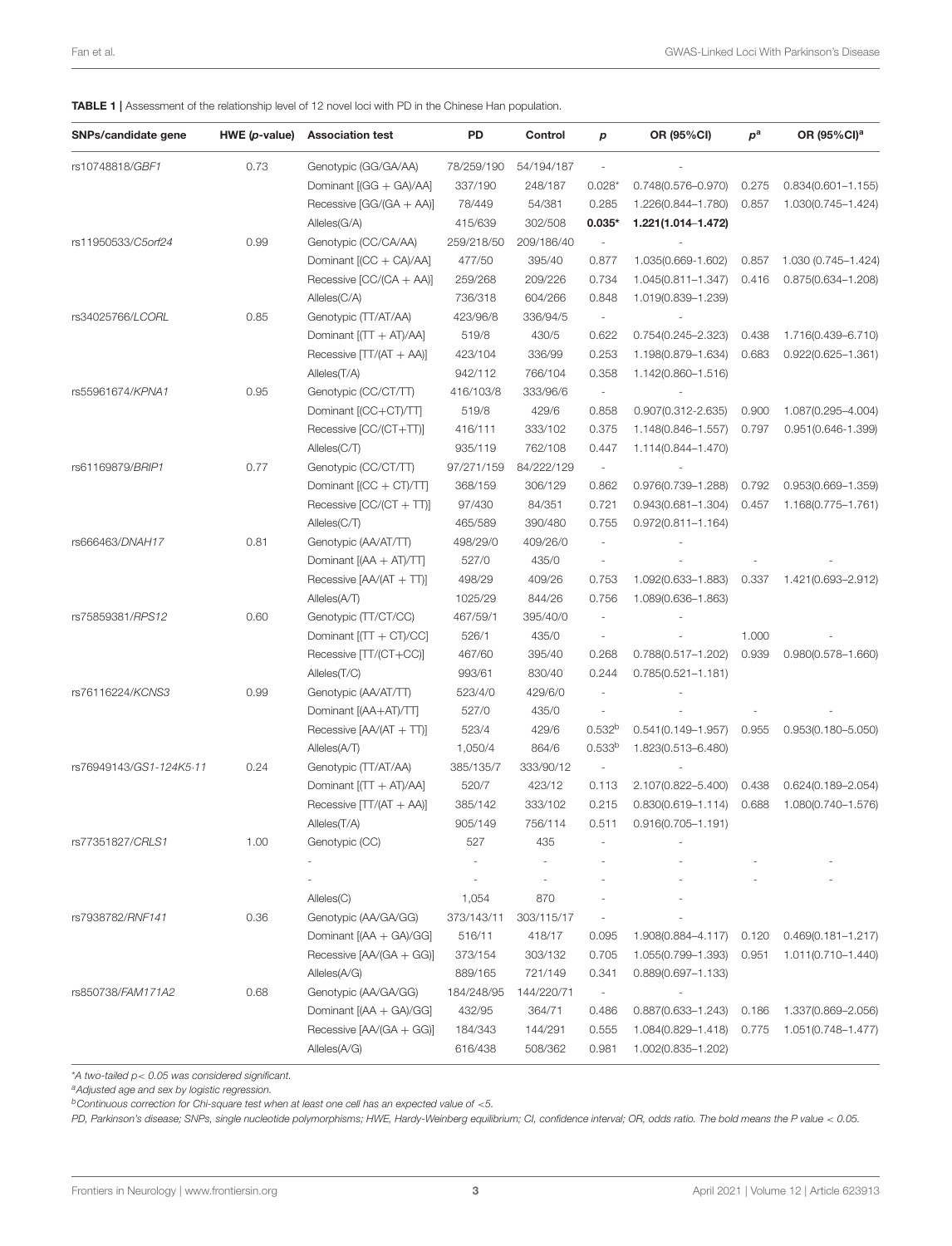**TABLE 1 |** Assessment of the relationship level of 12 novel loci with PD in the Chinese Han population.

| SNPs/candidate gene | HWE (p-value) | Association test | PD | Control | p | OR (95%CI) | $p^a$ | OR (95%CI)$^a$ |
|---|---|---|---|---|---|---|---|---|
| rs10748818/*GBF1* | 0.73 | Genotypic (GG/GA/AA) | 78/259/190 | 54/194/187 | - | - | | |
| | | Dominant [(GG + GA)/AA] | 337/190 | 248/187 | 0.028* | 0.748(0.576–0.970) | 0.275 | 0.834(0.601–1.155) |
| | | Recessive [GG/(GA + AA)] | 78/449 | 54/381 | 0.285 | 1.226(0.844–1.780) | 0.857 | 1.030(0.745–1.424) |
| | | Alleles(G/A) | 415/639 | 302/508 | **0.035*** | **1.221(1.014–1.472)** | | |
| rs11950533/*C5orf24* | 0.99 | Genotypic (CC/CA/AA) | 259/218/50 | 209/186/40 | - | - | | |
| | | Dominant [(CC + CA)/AA] | 477/50 | 395/40 | 0.877 | 1.035(0.669-1.602) | 0.857 | 1.030 (0.745–1.424) |
| | | Recessive [CC/(CA + AA)] | 259/268 | 209/226 | 0.734 | 1.045(0.811–1.347) | 0.416 | 0.875(0.634–1.208) |
| | | Alleles(C/A) | 736/318 | 604/266 | 0.848 | 1.019(0.839–1.239) | | |
| rs34025766/*LCORL* | 0.85 | Genotypic (TT/AT/AA) | 423/96/8 | 336/94/5 | - | - | | |
| | | Dominant [(TT + AT)/AA] | 519/8 | 430/5 | 0.622 | 0.754(0.245–2.323) | 0.438 | 1.716(0.439–6.710) |
| | | Recessive [TT/(AT + AA)] | 423/104 | 336/99 | 0.253 | 1.198(0.879–1.634) | 0.683 | 0.922(0.625–1.361) |
| | | Alleles(T/A) | 942/112 | 766/104 | 0.358 | 1.142(0.860–1.516) | | |
| rs55961674/*KPNA1* | 0.95 | Genotypic (CC/CT/TT) | 416/103/8 | 333/96/6 | - | - | | |
| | | Dominant [(CC+CT)/TT] | 519/8 | 429/6 | 0.858 | 0.907(0.312-2.635) | 0.900 | 1.087(0.295–4.004) |
| | | Recessive [CC/(CT+TT)] | 416/111 | 333/102 | 0.375 | 1.148(0.846–1.557) | 0.797 | 0.951(0.646-1.399) |
| | | Alleles(C/T) | 935/119 | 762/108 | 0.447 | 1.114(0.844–1.470) | | |
| rs61169879/*BRIP1* | 0.77 | Genotypic (CC/CT/TT) | 97/271/159 | 84/222/129 | - | - | | |
| | | Dominant [(CC + CT)/TT] | 368/159 | 306/129 | 0.862 | 0.976(0.739–1.288) | 0.792 | 0.953(0.669–1.359) |
| | | Recessive [CC/(CT + TT)] | 97/430 | 84/351 | 0.721 | 0.943(0.681–1.304) | 0.457 | 1.168(0.775–1.761) |
| | | Alleles(C/T) | 465/589 | 390/480 | 0.755 | 0.972(0.811–1.164) | | |
| rs666463/*DNAH17* | 0.81 | Genotypic (AA/AT/TT) | 498/29/0 | 409/26/0 | - | - | | |
| | | Dominant [(AA + AT)/TT] | 527/0 | 435/0 | - | - | - | - |
| | | Recessive [AA/(AT + TT)] | 498/29 | 409/26 | 0.753 | 1.092(0.633–1.883) | 0.337 | 1.421(0.693–2.912) |
| | | Alleles(A/T) | 1025/29 | 844/26 | 0.756 | 1.089(0.636–1.863) | | |
| rs75859381/*RPS12* | 0.60 | Genotypic (TT/CT/CC) | 467/59/1 | 395/40/0 | - | - | | |
| | | Dominant [(TT + CT)/CC] | 526/1 | 435/0 | - | - | 1.000 | - |
| | | Recessive [TT/(CT+CC)] | 467/60 | 395/40 | 0.268 | 0.788(0.517–1.202) | 0.939 | 0.980(0.578–1.660) |
| | | Alleles(T/C) | 993/61 | 830/40 | 0.244 | 0.785(0.521–1.181) | | |
| rs76116224/*KCNS3* | 0.99 | Genotypic (AA/AT/TT) | 523/4/0 | 429/6/0 | - | - | | |
| | | Dominant [(AA+AT)/TT] | 527/0 | 435/0 | - | - | - | - |
| | | Recessive [AA/(AT + TT)] | 523/4 | 429/6 | 0.532[b] | 0.541(0.149–1.957) | 0.955 | 0.953(0.180–5.050) |
| | | Alleles(A/T) | 1,050/4 | 864/6 | 0.533[b] | 1.823(0.513–6.480) | | |
| rs76949143/*GS1-124K5·11* | 0.24 | Genotypic (TT/AT/AA) | 385/135/7 | 333/90/12 | - | - | | |
| | | Dominant [(TT + AT)/AA] | 520/7 | 423/12 | 0.113 | 2.107(0.822–5.400) | 0.438 | 0.624(0.189–2.054) |
| | | Recessive [TT/(AT + AA)] | 385/142 | 333/102 | 0.215 | 0.830(0.619–1.114) | 0.688 | 1.080(0.740–1.576) |
| | | Alleles(T/A) | 905/149 | 756/114 | 0.511 | 0.916(0.705–1.191) | | |
| rs77351827/*CRLS1* | 1.00 | Genotypic (CC) | 527 | 435 | - | - | | |
| | | - | - | - | - | - | - | - |
| | | - | - | - | - | - | - | - |
| | | Alleles(C) | 1,054 | 870 | - | - | | |
| rs7938782/*RNF141* | 0.36 | Genotypic (AA/GA/GG) | 373/143/11 | 303/115/17 | - | - | | |
| | | Dominant [(AA + GA)/GG] | 516/11 | 418/17 | 0.095 | 1.908(0.884–4.117) | 0.120 | 0.469(0.181–1.217) |
| | | Recessive [AA/(GA + GG)] | 373/154 | 303/132 | 0.705 | 1.055(0.799–1.393) | 0.951 | 1.011(0.710–1.440) |
| | | Alleles(A/G) | 889/165 | 721/149 | 0.341 | 0.889(0.697–1.133) | | |
| rs850738/*FAM171A2* | 0.68 | Genotypic (AA/GA/GG) | 184/248/95 | 144/220/71 | - | - | | |
| | | Dominant [(AA + GA)/GG] | 432/95 | 364/71 | 0.486 | 0.887(0.633–1.243) | 0.186 | 1.337(0.869–2.056) |
| | | Recessive [AA/(GA + GG)] | 184/343 | 144/291 | 0.555 | 1.084(0.829–1.418) | 0.775 | 1.051(0.748–1.477) |
| | | Alleles(A/G) | 616/438 | 508/362 | 0.981 | 1.002(0.835–1.202) | | |

*A two-tailed $p < 0.05$ was considered significant.

[a]Adjusted age and sex by logistic regression.

[b]Continuous correction for Chi-square test when at least one cell has an expected value of <5.

PD, Parkinson's disease; SNPs, single nucleotide polymorphisms; HWE, Hardy-Weinberg equilibrium; CI, confidence interval; OR, odds ratio. The bold means the P value < 0.05.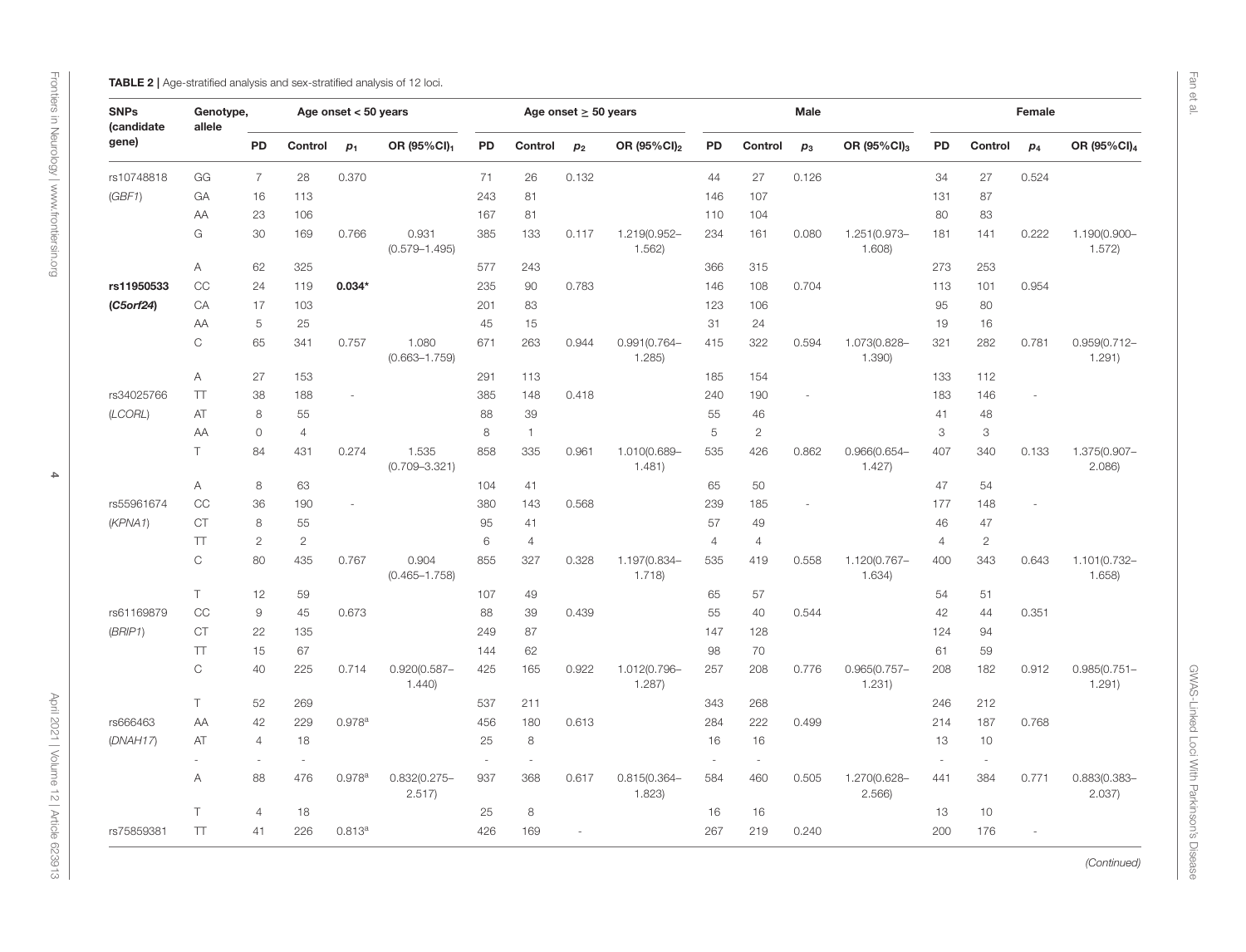**TABLE 2 |** Age-stratified analysis and sex-stratified analysis of 12 loci.

| SNPs (candidate gene) | Genotype, allele | Age onset < 50 years | | | | Age onset ≥ 50 years | | | | Male | | | | Female | | | |
|---|---|---|---|---|---|---|---|---|---|---|---|---|---|---|---|---|---|
| | | PD | Control | $p_1$ | OR (95%CI)$_1$ | PD | Control | $p_2$ | OR (95%CI)$_2$ | PD | Control | $p_3$ | OR (95%CI)$_3$ | PD | Control | $p_4$ | OR (95%CI)$_4$ |
| rs10748818 | GG | 7 | 28 | 0.370 | | 71 | 26 | 0.132 | | 44 | 27 | 0.126 | | 34 | 27 | 0.524 | |
| (*GBF1*) | GA | 16 | 113 | | | 243 | 81 | | | 146 | 107 | | | 131 | 87 | | |
| | AA | 23 | 106 | | | 167 | 81 | | | 110 | 104 | | | 80 | 83 | | |
| | G | 30 | 169 | 0.766 | 0.931 (0.579–1.495) | 385 | 133 | 0.117 | 1.219(0.952–1.562) | 234 | 161 | 0.080 | 1.251(0.973–1.608) | 181 | 141 | 0.222 | 1.190(0.900–1.572) |
| | A | 62 | 325 | | | 577 | 243 | | | 366 | 315 | | | 273 | 253 | | |
| **rs11950533** | CC | 24 | 119 | **0.034*** | | 235 | 90 | 0.783 | | 146 | 108 | 0.704 | | 113 | 101 | 0.954 | |
| **(*C5orf24*)** | CA | 17 | 103 | | | 201 | 83 | | | 123 | 106 | | | 95 | 80 | | |
| | AA | 5 | 25 | | | 45 | 15 | | | 31 | 24 | | | 19 | 16 | | |
| | C | 65 | 341 | 0.757 | 1.080 (0.663–1.759) | 671 | 263 | 0.944 | 0.991(0.764–1.285) | 415 | 322 | 0.594 | 1.073(0.828–1.390) | 321 | 282 | 0.781 | 0.959(0.712–1.291) |
| | A | 27 | 153 | | | 291 | 113 | | | 185 | 154 | | | 133 | 112 | | |
| rs34025766 | TT | 38 | 188 | - | | 385 | 148 | 0.418 | | 240 | 190 | - | | 183 | 146 | - | |
| (*LCORL*) | AT | 8 | 55 | | | 88 | 39 | | | 55 | 46 | | | 41 | 48 | | |
| | AA | 0 | 4 | | | 8 | 1 | | | 5 | 2 | | | 3 | 3 | | |
| | T | 84 | 431 | 0.274 | 1.535 (0.709–3.321) | 858 | 335 | 0.961 | 1.010(0.689–1.481) | 535 | 426 | 0.862 | 0.966(0.654–1.427) | 407 | 340 | 0.133 | 1.375(0.907–2.086) |
| | A | 8 | 63 | | | 104 | 41 | | | 65 | 50 | | | 47 | 54 | | |
| rs55961674 | CC | 36 | 190 | - | | 380 | 143 | 0.568 | | 239 | 185 | - | | 177 | 148 | - | |
| (*KPNA1*) | CT | 8 | 55 | | | 95 | 41 | | | 57 | 49 | | | 46 | 47 | | |
| | TT | 2 | 2 | | | 6 | 4 | | | 4 | 4 | | | 4 | 2 | | |
| | C | 80 | 435 | 0.767 | 0.904 (0.465–1.758) | 855 | 327 | 0.328 | 1.197(0.834–1.718) | 535 | 419 | 0.558 | 1.120(0.767–1.634) | 400 | 343 | 0.643 | 1.101(0.732–1.658) |
| | T | 12 | 59 | | | 107 | 49 | | | 65 | 57 | | | 54 | 51 | | |
| rs61169879 | CC | 9 | 45 | 0.673 | | 88 | 39 | 0.439 | | 55 | 40 | 0.544 | | 42 | 44 | 0.351 | |
| (*BRIP1*) | CT | 22 | 135 | | | 249 | 87 | | | 147 | 128 | | | 124 | 94 | | |
| | TT | 15 | 67 | | | 144 | 62 | | | 98 | 70 | | | 61 | 59 | | |
| | C | 40 | 225 | 0.714 | 0.920(0.587–1.440) | 425 | 165 | 0.922 | 1.012(0.796–1.287) | 257 | 208 | 0.776 | 0.965(0.757–1.231) | 208 | 182 | 0.912 | 0.985(0.751–1.291) |
| | T | 52 | 269 | | | 537 | 211 | | | 343 | 268 | | | 246 | 212 | | |
| rs666463 | AA | 42 | 229 | 0.978[a] | | 456 | 180 | 0.613 | | 284 | 222 | 0.499 | | 214 | 187 | 0.768 | |
| (*DNAH17*) | AT | 4 | 18 | | | 25 | 8 | | | 16 | 16 | | | 13 | 10 | | |
| | - | - | - | | | - | - | | | - | - | | | - | - | | |
| | A | 88 | 476 | 0.978[a] | 0.832(0.275–2.517) | 937 | 368 | 0.617 | 0.815(0.364–1.823) | 584 | 460 | 0.505 | 1.270(0.628–2.566) | 441 | 384 | 0.771 | 0.883(0.383–2.037) |
| | T | 4 | 18 | | | 25 | 8 | | | 16 | 16 | | | 13 | 10 | | |
| rs75859381 | TT | 41 | 226 | 0.813[a] | | 426 | 169 | - | | 267 | 219 | 0.240 | | 200 | 176 | - | |

*(Continued)*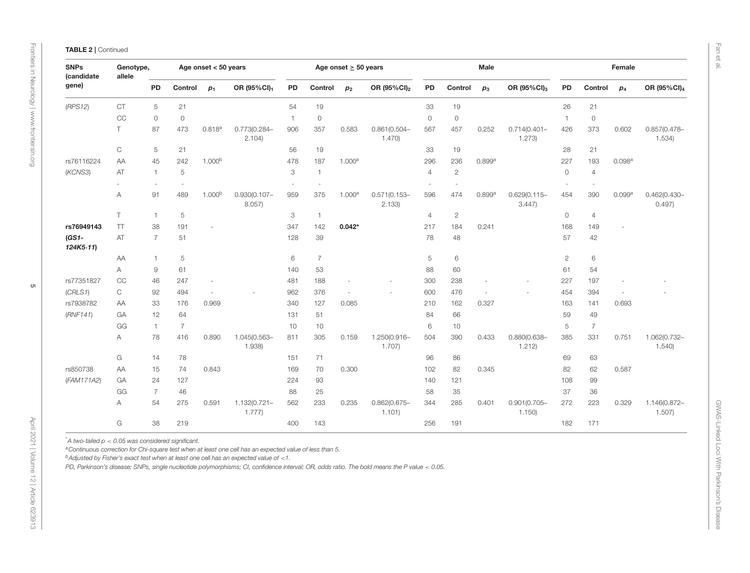**TABLE 2 |** Continued

| SNPs (candidate gene) | Genotype, allele | Age onset < 50 years | | | | Age onset ≥ 50 years | | | | Male | | | | Female | | | |
|---|---|---|---|---|---|---|---|---|---|---|---|---|---|---|---|---|---|
| | | PD | Control | $p_1$ | OR (95%CI)$_1$ | PD | Control | $p_2$ | OR (95%CI)$_2$ | PD | Control | $p_3$ | OR (95%CI)$_3$ | PD | Control | $p_4$ | OR (95%CI)$_4$ |
| (*RPS12*) | CT | 5 | 21 | | | 54 | 19 | | | 33 | 19 | | | 26 | 21 | | |
| | CC | 0 | 0 | | | 1 | 0 | | | 0 | 0 | | | 1 | 0 | | |
| | T | 87 | 473 | 0.818[a] | 0.773(0.284–2.104) | 906 | 357 | 0.583 | 0.861(0.504–1.470) | 567 | 457 | 0.252 | 0.714(0.401–1.273) | 426 | 373 | 0.602 | 0.857(0.478–1.534) |
| | C | 5 | 21 | | | 56 | 19 | | | 33 | 19 | | | 28 | 21 | | |
| rs76116224 | AA | 45 | 242 | 1.000[b] | | 478 | 187 | 1.000[a] | | 296 | 236 | 0.899[a] | | 227 | 193 | 0.098[a] | |
| (*KCNS3*) | AT | 1 | 5 | | | 3 | 1 | | | 4 | 2 | | | 0 | 4 | | |
| | - | - | - | | | - | - | | | - | - | | | - | - | | |
| | A | 91 | 489 | 1.000[b] | 0.930(0.107–8.057) | 959 | 375 | 1.000[a] | 0.571(0.153–2.133) | 596 | 474 | 0.899[a] | 0.629(0.115–3.447) | 454 | 390 | 0.099[a] | 0.462(0.430–0.497) |
| | T | 1 | 5 | | | 3 | 1 | | | 4 | 2 | | | 0 | 4 | | |
| **rs76949143** | TT | 38 | 191 | - | | 347 | 142 | **0.042*** | | 217 | 184 | 0.241 | | 168 | 149 | - | |
| ***(GS1-124K5.11)*** | AT | 7 | 51 | | | 128 | 39 | | | 78 | 48 | | | 57 | 42 | | |
| | AA | 1 | 5 | | | 6 | 7 | | | 5 | 6 | | | 2 | 6 | | |
| | A | 9 | 61 | | | 140 | 53 | | | 88 | 60 | | | 61 | 54 | | |
| rs77351827 | CC | 46 | 247 | - | | 481 | 188 | - | - | 300 | 238 | - | - | 227 | 197 | - | - |
| (*CRLS1*) | C | 92 | 494 | - | - | 962 | 376 | - | - | 600 | 476 | - | - | 454 | 394 | - | - |
| rs7938782 | AA | 33 | 176 | 0.969 | | 340 | 127 | 0.085 | | 210 | 162 | 0.327 | | 163 | 141 | 0.693 | |
| (*RNF141*) | GA | 12 | 64 | | | 131 | 51 | | | 84 | 66 | | | 59 | 49 | | |
| | GG | 1 | 7 | | | 10 | 10 | | | 6 | 10 | | | 5 | 7 | | |
| | A | 78 | 416 | 0.890 | 1.045(0.563–1.938) | 811 | 305 | 0.159 | 1.250(0.916–1.707) | 504 | 390 | 0.433 | 0.880(0.638–1.212) | 385 | 331 | 0.751 | 1.062(0.732–1.540) |
| | G | 14 | 78 | | | 151 | 71 | | | 96 | 86 | | | 69 | 63 | | |
| rs850738 | AA | 15 | 74 | 0.843 | | 169 | 70 | 0.300 | | 102 | 82 | 0.345 | | 82 | 62 | 0.587 | |
| (*FAM171A2*) | GA | 24 | 127 | | | 224 | 93 | | | 140 | 121 | | | 108 | 99 | | |
| | GG | 7 | 46 | | | 88 | 25 | | | 58 | 35 | | | 37 | 36 | | |
| | A | 54 | 275 | 0.591 | 1.132(0.721–1.777) | 562 | 233 | 0.235 | 0.862(0.675–1.101) | 344 | 285 | 0.401 | 0.901(0.705–1.150) | 272 | 223 | 0.329 | 1.146(0.872–1.507) |
| | G | 38 | 219 | | | 400 | 143 | | | 256 | 191 | | | 182 | 171 | | |

*A two-tailed $p < 0.05$ was considered significant.

[a]Continuous correction for Chi-square test when at least one cell has an expected value of less than 5.

[b]Adjusted by Fisher's exact test when at least one cell has an expected value of <1.

*PD, Parkinson's disease; SNPs, single nucleotide polymorphisms; CI, confidence interval; OR, odds ratio. The bold means the P value < 0.05.*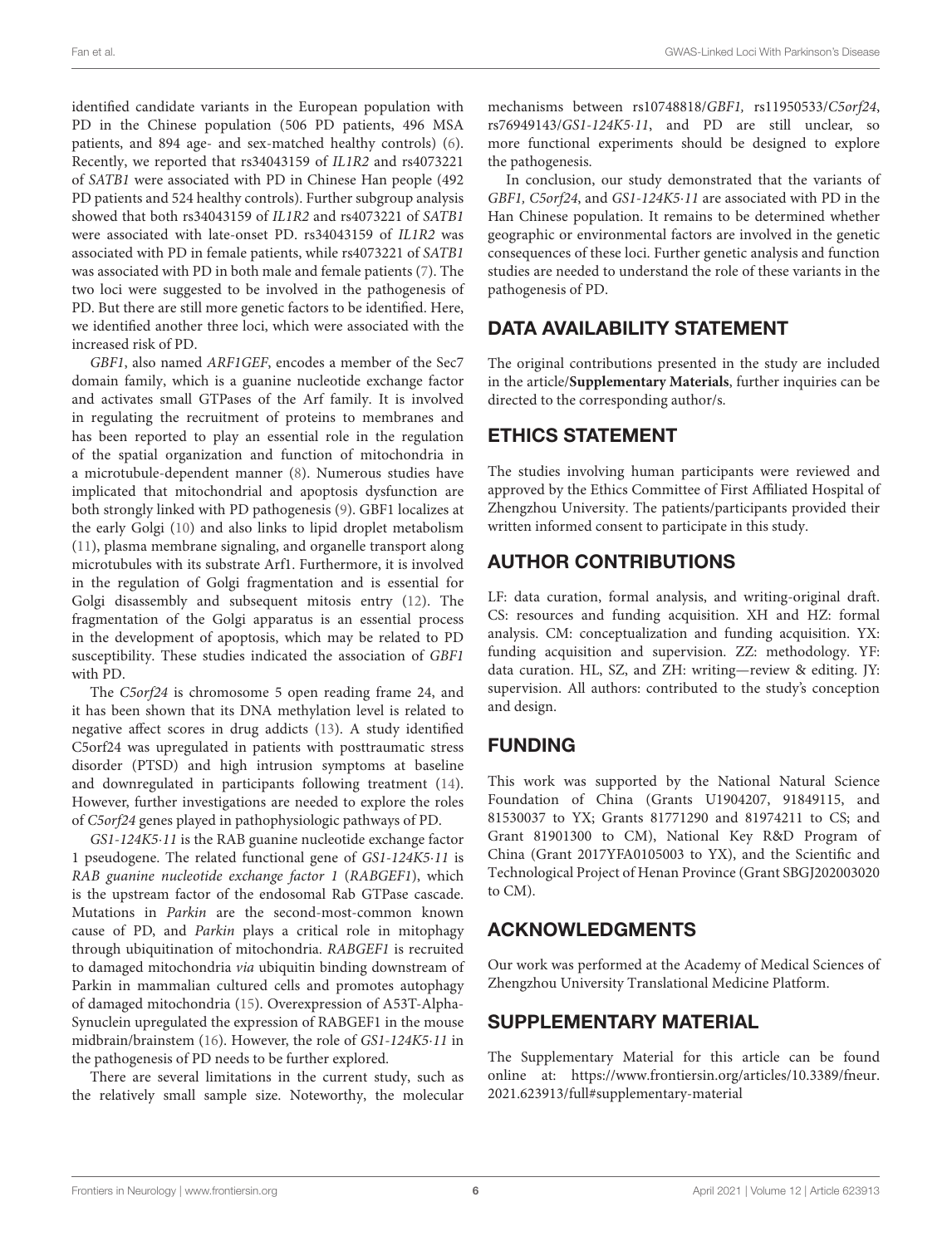identified candidate variants in the European population with PD in the Chinese population (506 PD patients, 496 MSA patients, and 894 age- and sex-matched healthy controls) (6). Recently, we reported that rs34043159 of *IL1R2* and rs4073221 of *SATB1* were associated with PD in Chinese Han people (492 PD patients and 524 healthy controls). Further subgroup analysis showed that both rs34043159 of *IL1R2* and rs4073221 of *SATB1* were associated with late-onset PD. rs34043159 of *IL1R2* was associated with PD in female patients, while rs4073221 of *SATB1* was associated with PD in both male and female patients (7). The two loci were suggested to be involved in the pathogenesis of PD. But there are still more genetic factors to be identified. Here, we identified another three loci, which were associated with the increased risk of PD.

*GBF1*, also named *ARF1GEF*, encodes a member of the Sec7 domain family, which is a guanine nucleotide exchange factor and activates small GTPases of the Arf family. It is involved in regulating the recruitment of proteins to membranes and has been reported to play an essential role in the regulation of the spatial organization and function of mitochondria in a microtubule-dependent manner (8). Numerous studies have implicated that mitochondrial and apoptosis dysfunction are both strongly linked with PD pathogenesis (9). GBF1 localizes at the early Golgi (10) and also links to lipid droplet metabolism (11), plasma membrane signaling, and organelle transport along microtubules with its substrate Arf1. Furthermore, it is involved in the regulation of Golgi fragmentation and is essential for Golgi disassembly and subsequent mitosis entry (12). The fragmentation of the Golgi apparatus is an essential process in the development of apoptosis, which may be related to PD susceptibility. These studies indicated the association of *GBF1* with PD.

The *C5orf24* is chromosome 5 open reading frame 24, and it has been shown that its DNA methylation level is related to negative affect scores in drug addicts (13). A study identified C5orf24 was upregulated in patients with posttraumatic stress disorder (PTSD) and high intrusion symptoms at baseline and downregulated in participants following treatment (14). However, further investigations are needed to explore the roles of *C5orf24* genes played in pathophysiologic pathways of PD.

*GS1-124K5·11* is the RAB guanine nucleotide exchange factor 1 pseudogene. The related functional gene of *GS1-124K5·11* is *RAB guanine nucleotide exchange factor 1* (*RABGEF1*), which is the upstream factor of the endosomal Rab GTPase cascade. Mutations in *Parkin* are the second-most-common known cause of PD, and *Parkin* plays a critical role in mitophagy through ubiquitination of mitochondria. *RABGEF1* is recruited to damaged mitochondria *via* ubiquitin binding downstream of Parkin in mammalian cultured cells and promotes autophagy of damaged mitochondria (15). Overexpression of A53T-Alpha-Synuclein upregulated the expression of RABGEF1 in the mouse midbrain/brainstem (16). However, the role of *GS1-124K5·11* in the pathogenesis of PD needs to be further explored.

There are several limitations in the current study, such as the relatively small sample size. Noteworthy, the molecular mechanisms between rs10748818/*GBF1,* rs11950533/*C5orf24*, rs76949143/*GS1-124K5·11*, and PD are still unclear, so more functional experiments should be designed to explore the pathogenesis.

In conclusion, our study demonstrated that the variants of *GBF1, C5orf24*, and *GS1-124K5·11* are associated with PD in the Han Chinese population. It remains to be determined whether geographic or environmental factors are involved in the genetic consequences of these loci. Further genetic analysis and function studies are needed to understand the role of these variants in the pathogenesis of PD.

## DATA AVAILABILITY STATEMENT

The original contributions presented in the study are included in the article/**Supplementary Materials**, further inquiries can be directed to the corresponding author/s.

## ETHICS STATEMENT

The studies involving human participants were reviewed and approved by the Ethics Committee of First Affiliated Hospital of Zhengzhou University. The patients/participants provided their written informed consent to participate in this study.

## AUTHOR CONTRIBUTIONS

LF: data curation, formal analysis, and writing-original draft. CS: resources and funding acquisition. XH and HZ: formal analysis. CM: conceptualization and funding acquisition. YX: funding acquisition and supervision. ZZ: methodology. YF: data curation. HL, SZ, and ZH: writing—review & editing. JY: supervision. All authors: contributed to the study's conception and design.

## FUNDING

This work was supported by the National Natural Science Foundation of China (Grants U1904207, 91849115, and 81530037 to YX; Grants 81771290 and 81974211 to CS; and Grant 81901300 to CM), National Key R&D Program of China (Grant 2017YFA0105003 to YX), and the Scientific and Technological Project of Henan Province (Grant SBGJ202003020 to CM).

## ACKNOWLEDGMENTS

Our work was performed at the Academy of Medical Sciences of Zhengzhou University Translational Medicine Platform.

## SUPPLEMENTARY MATERIAL

The Supplementary Material for this article can be found online at: https://www.frontiersin.org/articles/10.3389/fneur.2021.623913/full#supplementary-material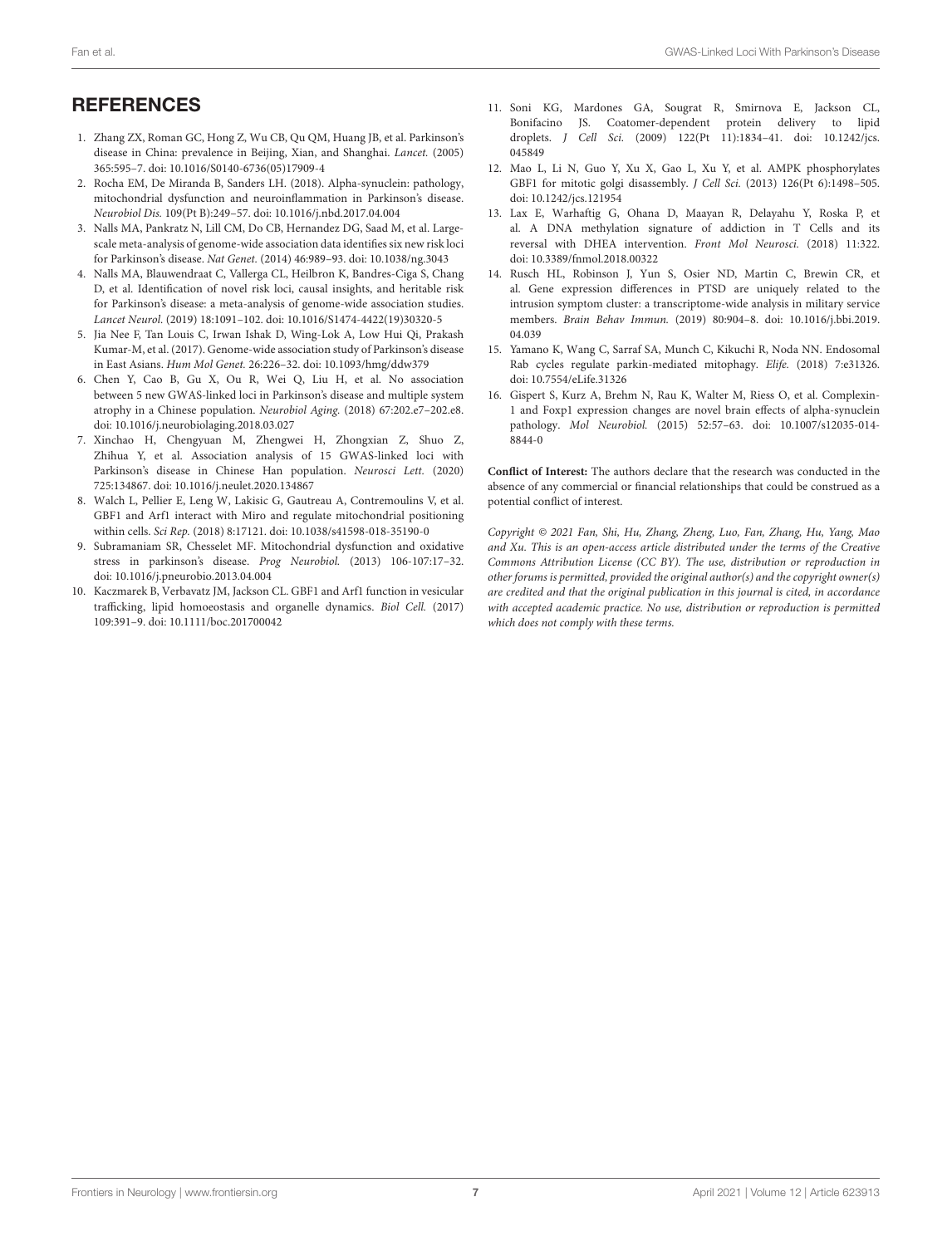## REFERENCES

1. Zhang ZX, Roman GC, Hong Z, Wu CB, Qu QM, Huang JB, et al. Parkinson's disease in China: prevalence in Beijing, Xian, and Shanghai. *Lancet.* (2005) 365:595–7. doi: 10.1016/S0140-6736(05)17909-4
2. Rocha EM, De Miranda B, Sanders LH. (2018). Alpha-synuclein: pathology, mitochondrial dysfunction and neuroinflammation in Parkinson's disease. *Neurobiol Dis.* 109(Pt B):249–57. doi: 10.1016/j.nbd.2017.04.004
3. Nalls MA, Pankratz N, Lill CM, Do CB, Hernandez DG, Saad M, et al. Large-scale meta-analysis of genome-wide association data identifies six new risk loci for Parkinson's disease. *Nat Genet.* (2014) 46:989–93. doi: 10.1038/ng.3043
4. Nalls MA, Blauwendraat C, Vallerga CL, Heilbron K, Bandres-Ciga S, Chang D, et al. Identification of novel risk loci, causal insights, and heritable risk for Parkinson's disease: a meta-analysis of genome-wide association studies. *Lancet Neurol.* (2019) 18:1091–102. doi: 10.1016/S1474-4422(19)30320-5
5. Jia Nee F, Tan Louis C, Irwan Ishak D, Wing-Lok A, Low Hui Qi, Prakash Kumar-M, et al. (2017). Genome-wide association study of Parkinson's disease in East Asians. *Hum Mol Genet.* 26:226–32. doi: 10.1093/hmg/ddw379
6. Chen Y, Cao B, Gu X, Ou R, Wei Q, Liu H, et al. No association between 5 new GWAS-linked loci in Parkinson's disease and multiple system atrophy in a Chinese population. *Neurobiol Aging.* (2018) 67:202.e7–202.e8. doi: 10.1016/j.neurobiolaging.2018.03.027
7. Xinchao H, Chengyuan M, Zhengwei H, Zhongxian Z, Shuo Z, Zhihua Y, et al. Association analysis of 15 GWAS-linked loci with Parkinson's disease in Chinese Han population. *Neurosci Lett.* (2020) 725:134867. doi: 10.1016/j.neulet.2020.134867
8. Walch L, Pellier E, Leng W, Lakisic G, Gautreau A, Contremoulins V, et al. GBF1 and Arf1 interact with Miro and regulate mitochondrial positioning within cells. *Sci Rep.* (2018) 8:17121. doi: 10.1038/s41598-018-35190-0
9. Subramaniam SR, Chesselet MF. Mitochondrial dysfunction and oxidative stress in parkinson's disease. *Prog Neurobiol.* (2013) 106-107:17–32. doi: 10.1016/j.pneurobio.2013.04.004
10. Kaczmarek B, Verbavatz JM, Jackson CL. GBF1 and Arf1 function in vesicular trafficking, lipid homoeostasis and organelle dynamics. *Biol Cell.* (2017) 109:391–9. doi: 10.1111/boc.201700042
11. Soni KG, Mardones GA, Sougrat R, Smirnova E, Jackson CL, Bonifacino JS. Coatomer-dependent protein delivery to lipid droplets. *J Cell Sci.* (2009) 122(Pt 11):1834–41. doi: 10.1242/jcs.045849
12. Mao L, Li N, Guo Y, Xu X, Gao L, Xu Y, et al. AMPK phosphorylates GBF1 for mitotic golgi disassembly. *J Cell Sci.* (2013) 126(Pt 6):1498–505. doi: 10.1242/jcs.121954
13. Lax E, Warhaftig G, Ohana D, Maayan R, Delayahu Y, Roska P, et al. A DNA methylation signature of addiction in T Cells and its reversal with DHEA intervention. *Front Mol Neurosci.* (2018) 11:322. doi: 10.3389/fnmol.2018.00322
14. Rusch HL, Robinson J, Yun S, Osier ND, Martin C, Brewin CR, et al. Gene expression differences in PTSD are uniquely related to the intrusion symptom cluster: a transcriptome-wide analysis in military service members. *Brain Behav Immun.* (2019) 80:904–8. doi: 10.1016/j.bbi.2019.04.039
15. Yamano K, Wang C, Sarraf SA, Munch C, Kikuchi R, Noda NN. Endosomal Rab cycles regulate parkin-mediated mitophagy. *Elife.* (2018) 7:e31326. doi: 10.7554/eLife.31326
16. Gispert S, Kurz A, Brehm N, Rau K, Walter M, Riess O, et al. Complexin-1 and Foxp1 expression changes are novel brain effects of alpha-synuclein pathology. *Mol Neurobiol.* (2015) 52:57–63. doi: 10.1007/s12035-014-8844-0

**Conflict of Interest:** The authors declare that the research was conducted in the absence of any commercial or financial relationships that could be construed as a potential conflict of interest.

*Copyright © 2021 Fan, Shi, Hu, Zhang, Zheng, Luo, Fan, Zhang, Hu, Yang, Mao and Xu. This is an open-access article distributed under the terms of the Creative Commons Attribution License (CC BY). The use, distribution or reproduction in other forums is permitted, provided the original author(s) and the copyright owner(s) are credited and that the original publication in this journal is cited, in accordance with accepted academic practice. No use, distribution or reproduction is permitted which does not comply with these terms.*